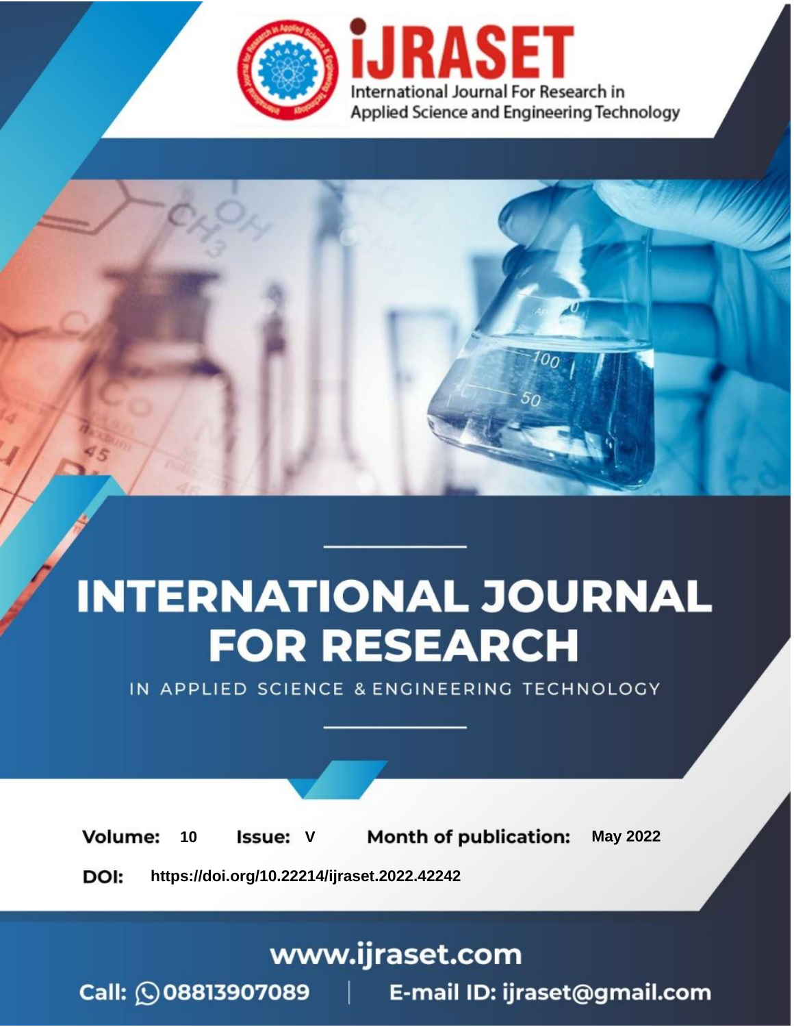iJRASET

International Journal For Research in Applied Science and Engineering Technology

# INTERNATIONAL JOURNAL FOR RESEARCH

IN APPLIED SCIENCE & ENGINEERING TECHNOLOGY

**Volume:** 10 **Issue:** V **Month of publication:** May 2022

**DOI:** https://doi.org/10.22214/ijraset.2022.42242

www.ijraset.com

Call: 08813907089 | E-mail ID: ijraset@gmail.com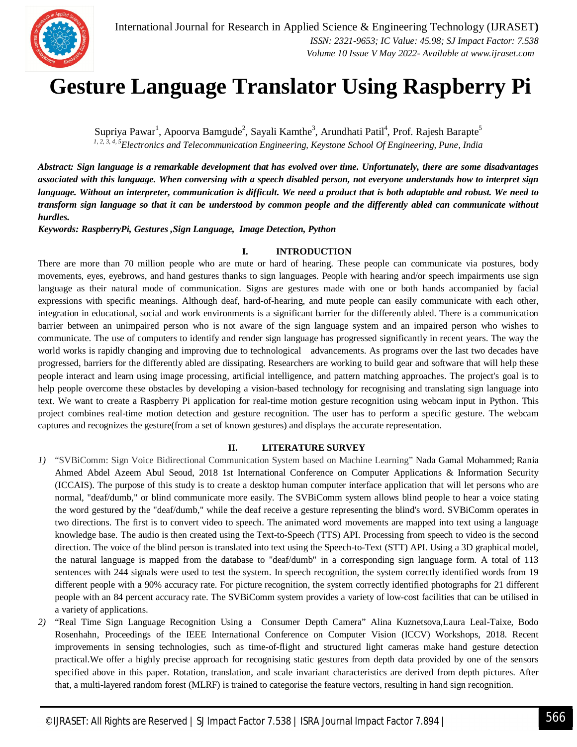# Gesture Language Translator Using Raspberry Pi

Supriya Pawar[1], Apoorva Bamgude[2], Sayali Kamthe[3], Arundhati Patil[4], Prof. Rajesh Barapte[5]

*[1, 2, 3, 4, 5]Electronics and Telecommunication Engineering, Keystone School Of Engineering, Pune, India*

***Abstract:** Sign language is a remarkable development that has evolved over time. Unfortunately, there are some disadvantages associated with this language. When conversing with a speech disabled person, not everyone understands how to interpret sign language. Without an interpreter, communication is difficult. We need a product that is both adaptable and robust. We need to transform sign language so that it can be understood by common people and the differently abled can communicate without hurdles.*

***Keywords:** RaspberryPi, Gestures ,Sign Language, Image Detection, Python*

## I. INTRODUCTION

There are more than 70 million people who are mute or hard of hearing. These people can communicate via postures, body movements, eyes, eyebrows, and hand gestures thanks to sign languages. People with hearing and/or speech impairments use sign language as their natural mode of communication. Signs are gestures made with one or both hands accompanied by facial expressions with specific meanings. Although deaf, hard-of-hearing, and mute people can easily communicate with each other, integration in educational, social and work environments is a significant barrier for the differently abled. There is a communication barrier between an unimpaired person who is not aware of the sign language system and an impaired person who wishes to communicate. The use of computers to identify and render sign language has progressed significantly in recent years. The way the world works is rapidly changing and improving due to technological advancements. As programs over the last two decades have progressed, barriers for the differently abled are dissipating. Researchers are working to build gear and software that will help these people interact and learn using image processing, artificial intelligence, and pattern matching approaches. The project's goal is to help people overcome these obstacles by developing a vision-based technology for recognising and translating sign language into text. We want to create a Raspberry Pi application for real-time motion gesture recognition using webcam input in Python. This project combines real-time motion detection and gesture recognition. The user has to perform a specific gesture. The webcam captures and recognizes the gesture(from a set of known gestures) and displays the accurate representation.

## II. LITERATURE SURVEY

1) "SVBiComm: Sign Voice Bidirectional Communication System based on Machine Learning" Nada Gamal Mohammed; Rania Ahmed Abdel Azeem Abul Seoud, 2018 1st International Conference on Computer Applications & Information Security (ICCAIS). The purpose of this study is to create a desktop human computer interface application that will let persons who are normal, "deaf/dumb," or blind communicate more easily. The SVBiComm system allows blind people to hear a voice stating the word gestured by the "deaf/dumb," while the deaf receive a gesture representing the blind's word. SVBiComm operates in two directions. The first is to convert video to speech. The animated word movements are mapped into text using a language knowledge base. The audio is then created using the Text-to-Speech (TTS) API. Processing from speech to video is the second direction. The voice of the blind person is translated into text using the Speech-to-Text (STT) API. Using a 3D graphical model, the natural language is mapped from the database to "deaf/dumb" in a corresponding sign language form. A total of 113 sentences with 244 signals were used to test the system. In speech recognition, the system correctly identified words from 19 different people with a 90% accuracy rate. For picture recognition, the system correctly identified photographs for 21 different people with an 84 percent accuracy rate. The SVBiComm system provides a variety of low-cost facilities that can be utilised in a variety of applications.
2) "Real Time Sign Language Recognition Using a Consumer Depth Camera" Alina Kuznetsova,Laura Leal-Taixe, Bodo Rosenhahn, Proceedings of the IEEE International Conference on Computer Vision (ICCV) Workshops, 2018. Recent improvements in sensing technologies, such as time-of-flight and structured light cameras make hand gesture detection practical.We offer a highly precise approach for recognising static gestures from depth data provided by one of the sensors specified above in this paper. Rotation, translation, and scale invariant characteristics are derived from depth pictures. After that, a multi-layered random forest (MLRF) is trained to categorise the feature vectors, resulting in hand sign recognition.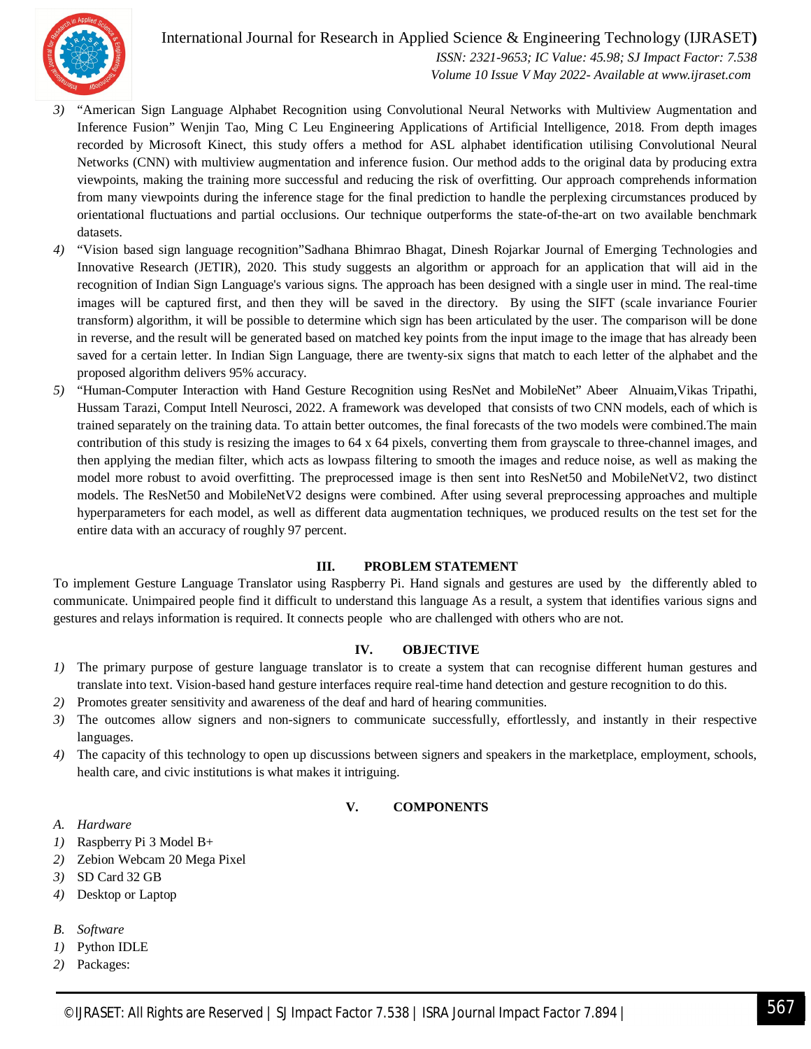3) "American Sign Language Alphabet Recognition using Convolutional Neural Networks with Multiview Augmentation and Inference Fusion" Wenjin Tao, Ming C Leu Engineering Applications of Artificial Intelligence, 2018. From depth images recorded by Microsoft Kinect, this study offers a method for ASL alphabet identification utilising Convolutional Neural Networks (CNN) with multiview augmentation and inference fusion. Our method adds to the original data by producing extra viewpoints, making the training more successful and reducing the risk of overfitting. Our approach comprehends information from many viewpoints during the inference stage for the final prediction to handle the perplexing circumstances produced by orientational fluctuations and partial occlusions. Our technique outperforms the state-of-the-art on two available benchmark datasets.
4) "Vision based sign language recognition"Sadhana Bhimrao Bhagat, Dinesh Rojarkar Journal of Emerging Technologies and Innovative Research (JETIR), 2020. This study suggests an algorithm or approach for an application that will aid in the recognition of Indian Sign Language's various signs. The approach has been designed with a single user in mind. The real-time images will be captured first, and then they will be saved in the directory. By using the SIFT (scale invariance Fourier transform) algorithm, it will be possible to determine which sign has been articulated by the user. The comparison will be done in reverse, and the result will be generated based on matched key points from the input image to the image that has already been saved for a certain letter. In Indian Sign Language, there are twenty-six signs that match to each letter of the alphabet and the proposed algorithm delivers 95% accuracy.
5) "Human-Computer Interaction with Hand Gesture Recognition using ResNet and MobileNet" Abeer Alnuaim,Vikas Tripathi, Hussam Tarazi, Comput Intell Neurosci, 2022. A framework was developed that consists of two CNN models, each of which is trained separately on the training data. To attain better outcomes, the final forecasts of the two models were combined.The main contribution of this study is resizing the images to 64 x 64 pixels, converting them from grayscale to three-channel images, and then applying the median filter, which acts as lowpass filtering to smooth the images and reduce noise, as well as making the model more robust to avoid overfitting. The preprocessed image is then sent into ResNet50 and MobileNetV2, two distinct models. The ResNet50 and MobileNetV2 designs were combined. After using several preprocessing approaches and multiple hyperparameters for each model, as well as different data augmentation techniques, we produced results on the test set for the entire data with an accuracy of roughly 97 percent.

## III. PROBLEM STATEMENT

To implement Gesture Language Translator using Raspberry Pi. Hand signals and gestures are used by the differently abled to communicate. Unimpaired people find it difficult to understand this language As a result, a system that identifies various signs and gestures and relays information is required. It connects people who are challenged with others who are not.

## IV. OBJECTIVE

1) The primary purpose of gesture language translator is to create a system that can recognise different human gestures and translate into text. Vision-based hand gesture interfaces require real-time hand detection and gesture recognition to do this.
2) Promotes greater sensitivity and awareness of the deaf and hard of hearing communities.
3) The outcomes allow signers and non-signers to communicate successfully, effortlessly, and instantly in their respective languages.
4) The capacity of this technology to open up discussions between signers and speakers in the marketplace, employment, schools, health care, and civic institutions is what makes it intriguing.

## V. COMPONENTS

### A. Hardware

1) Raspberry Pi 3 Model B+
2) Zebion Webcam 20 Mega Pixel
3) SD Card 32 GB
4) Desktop or Laptop

### B. Software

1) Python IDLE
2) Packages: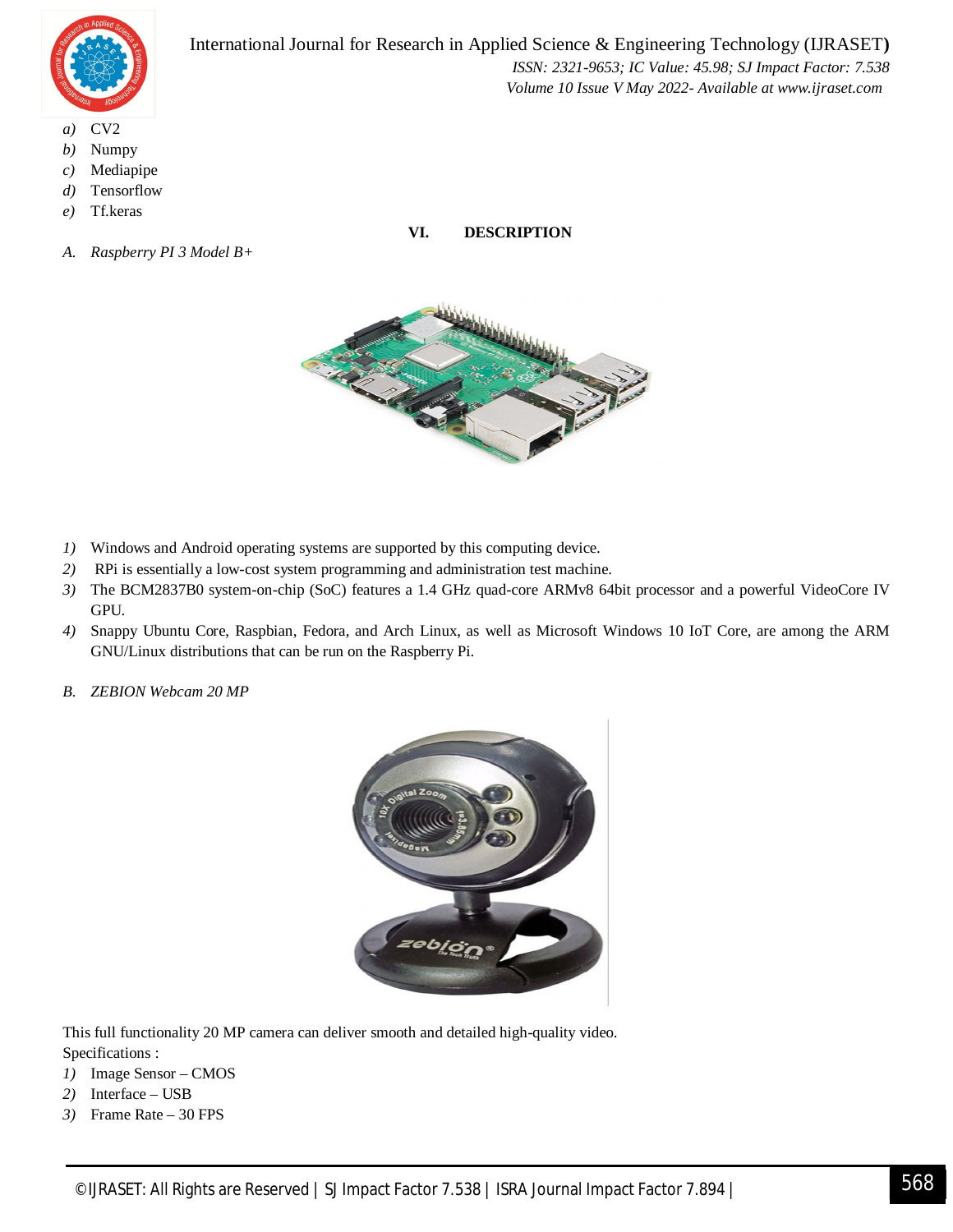*a)* CV2
*b)* Numpy
*c)* Mediapipe
*d)* Tensorflow
*e)* Tf.keras

## VI. DESCRIPTION

### *A. Raspberry PI 3 Model B+*

1) Windows and Android operating systems are supported by this computing device.
2) RPi is essentially a low-cost system programming and administration test machine.
3) The BCM2837B0 system-on-chip (SoC) features a 1.4 GHz quad-core ARMv8 64bit processor and a powerful VideoCore IV GPU.
4) Snappy Ubuntu Core, Raspbian, Fedora, and Arch Linux, as well as Microsoft Windows 10 IoT Core, are among the ARM GNU/Linux distributions that can be run on the Raspberry Pi.

### *B. ZEBION Webcam 20 MP*

This full functionality 20 MP camera can deliver smooth and detailed high-quality video.
Specifications :

1) Image Sensor – CMOS
2) Interface – USB
3) Frame Rate – 30 FPS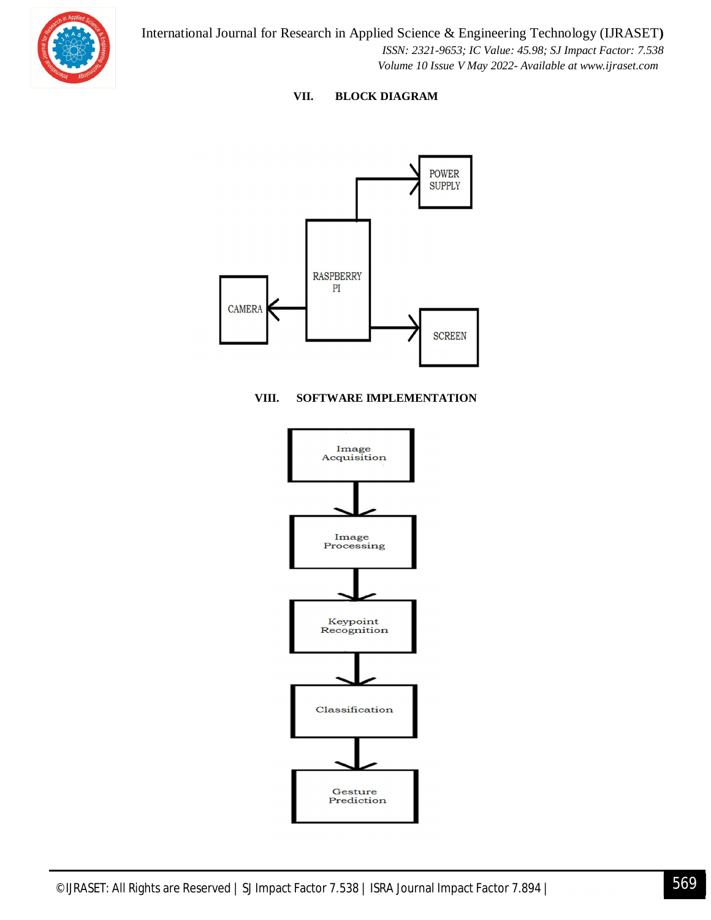## VII. BLOCK DIAGRAM

POWER SUPPLY

RASPBERRY PI

CAMERA

SCREEN

## VIII. SOFTWARE IMPLEMENTATION

Image Acquisition

Image Processing

Keypoint Recognition

Classification

Gesture Prediction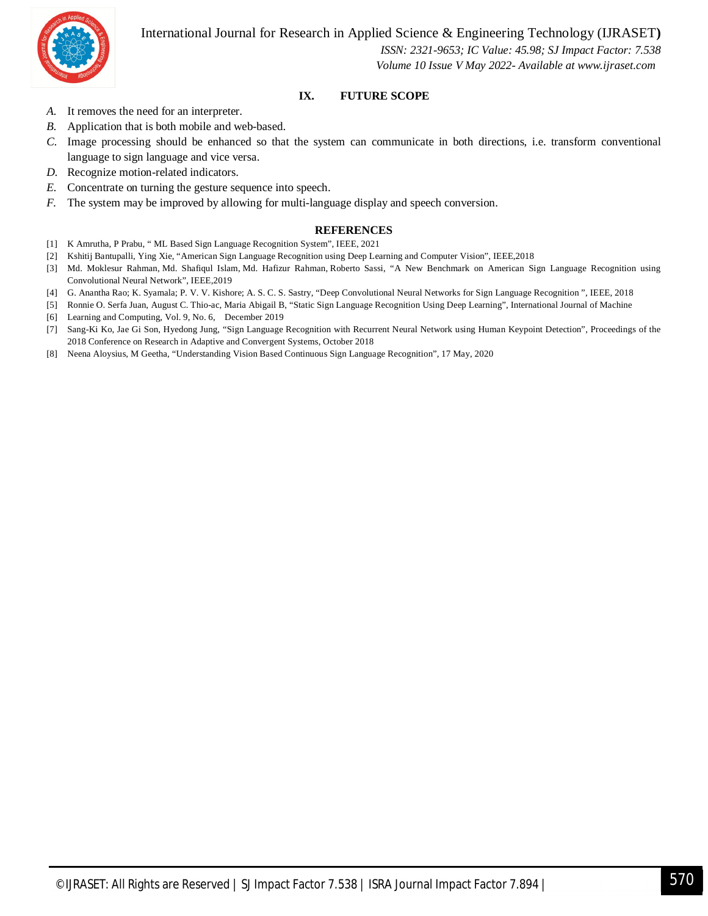## IX. FUTURE SCOPE

*A.* It removes the need for an interpreter.

*B.* Application that is both mobile and web-based.

*C.* Image processing should be enhanced so that the system can communicate in both directions, i.e. transform conventional language to sign language and vice versa.

*D.* Recognize motion-related indicators.

*E.* Concentrate on turning the gesture sequence into speech.

*F.* The system may be improved by allowing for multi-language display and speech conversion.

## REFERENCES

[1] K Amrutha, P Prabu, " ML Based Sign Language Recognition System", IEEE, 2021

[2] Kshitij Bantupalli, Ying Xie, "American Sign Language Recognition using Deep Learning and Computer Vision", IEEE,2018

[3] Md. Moklesur Rahman, Md. Shafiqul Islam, Md. Hafizur Rahman, Roberto Sassi, "A New Benchmark on American Sign Language Recognition using Convolutional Neural Network", IEEE,2019

[4] G. Anantha Rao; K. Syamala; P. V. V. Kishore; A. S. C. S. Sastry, "Deep Convolutional Neural Networks for Sign Language Recognition ", IEEE, 2018

[5] Ronnie O. Serfa Juan, August C. Thio-ac, Maria Abigail B, "Static Sign Language Recognition Using Deep Learning", International Journal of Machine

[6] Learning and Computing, Vol. 9, No. 6, December 2019

[7] Sang-Ki Ko, Jae Gi Son, Hyedong Jung, "Sign Language Recognition with Recurrent Neural Network using Human Keypoint Detection", Proceedings of the 2018 Conference on Research in Adaptive and Convergent Systems, October 2018

[8] Neena Aloysius, M Geetha, "Understanding Vision Based Continuous Sign Language Recognition", 17 May, 2020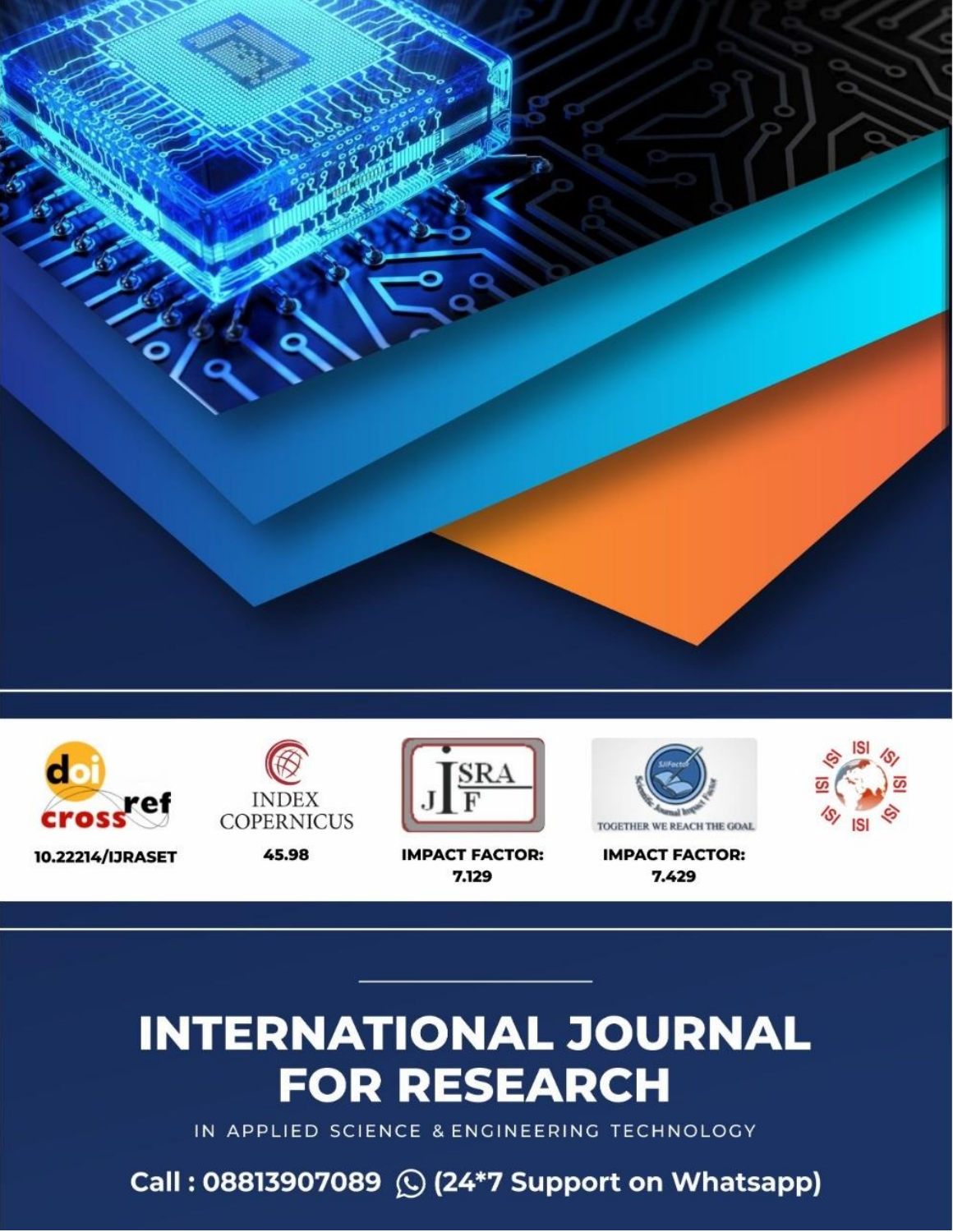10.22214/IJRASET

45.98

IMPACT FACTOR: 7.129

IMPACT FACTOR: 7.429

# INTERNATIONAL JOURNAL FOR RESEARCH

IN APPLIED SCIENCE & ENGINEERING TECHNOLOGY

Call : 08813907089 (24*7 Support on Whatsapp)